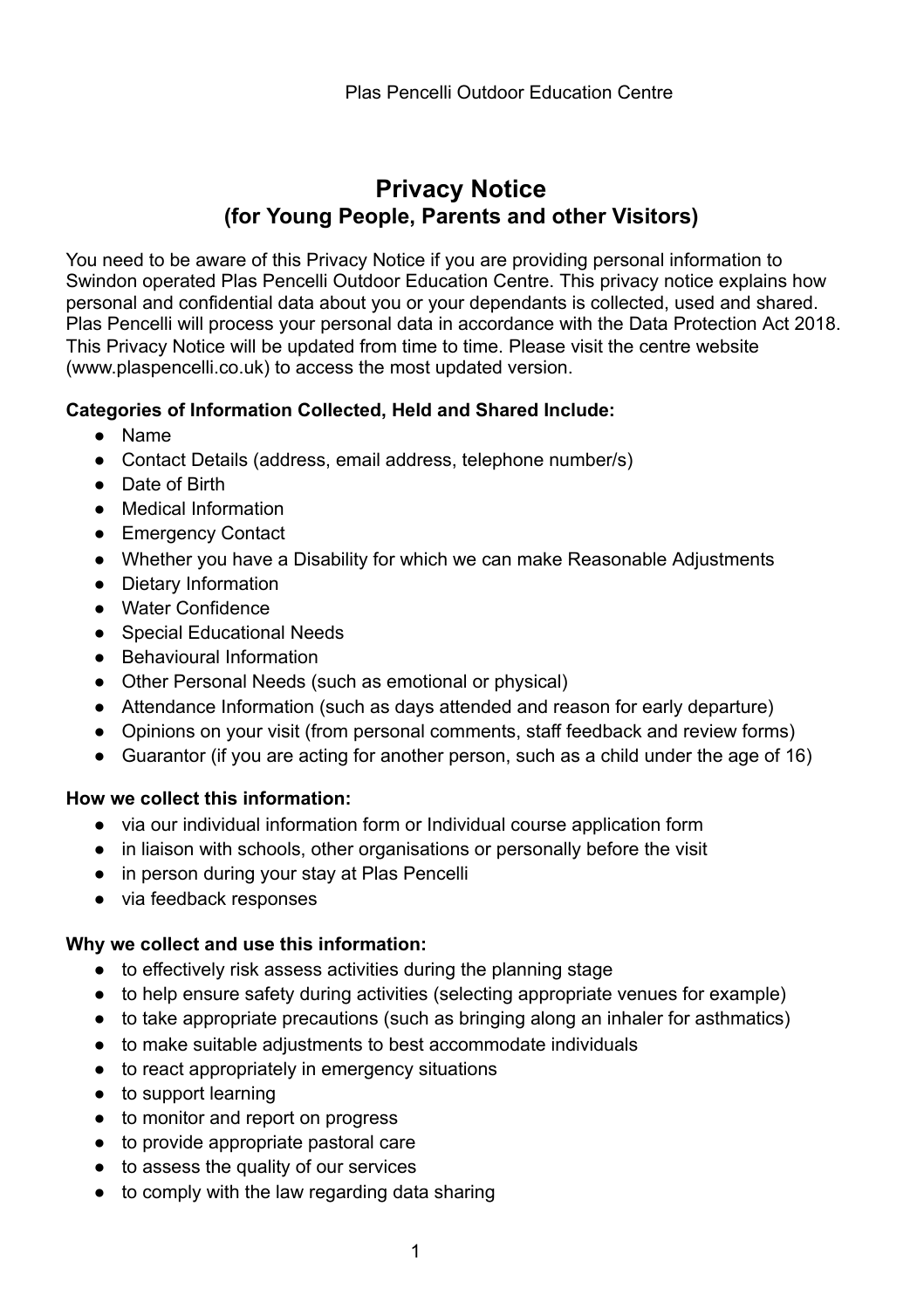Plas Pencelli Outdoor Education Centre

# Privacy Notice
## (for Young People, Parents and other Visitors)

You need to be aware of this Privacy Notice if you are providing personal information to Swindon operated Plas Pencelli Outdoor Education Centre. This privacy notice explains how personal and confidential data about you or your dependants is collected, used and shared. Plas Pencelli will process your personal data in accordance with the Data Protection Act 2018. This Privacy Notice will be updated from time to time. Please visit the centre website (www.plaspencelli.co.uk) to access the most updated version.

**Categories of Information Collected, Held and Shared Include:**

- Name
- Contact Details (address, email address, telephone number/s)
- Date of Birth
- Medical Information
- Emergency Contact
- Whether you have a Disability for which we can make Reasonable Adjustments
- Dietary Information
- Water Confidence
- Special Educational Needs
- Behavioural Information
- Other Personal Needs (such as emotional or physical)
- Attendance Information (such as days attended and reason for early departure)
- Opinions on your visit (from personal comments, staff feedback and review forms)
- Guarantor (if you are acting for another person, such as a child under the age of 16)

**How we collect this information:**

- via our individual information form or Individual course application form
- in liaison with schools, other organisations or personally before the visit
- in person during your stay at Plas Pencelli
- via feedback responses

**Why we collect and use this information:**

- to effectively risk assess activities during the planning stage
- to help ensure safety during activities (selecting appropriate venues for example)
- to take appropriate precautions (such as bringing along an inhaler for asthmatics)
- to make suitable adjustments to best accommodate individuals
- to react appropriately in emergency situations
- to support learning
- to monitor and report on progress
- to provide appropriate pastoral care
- to assess the quality of our services
- to comply with the law regarding data sharing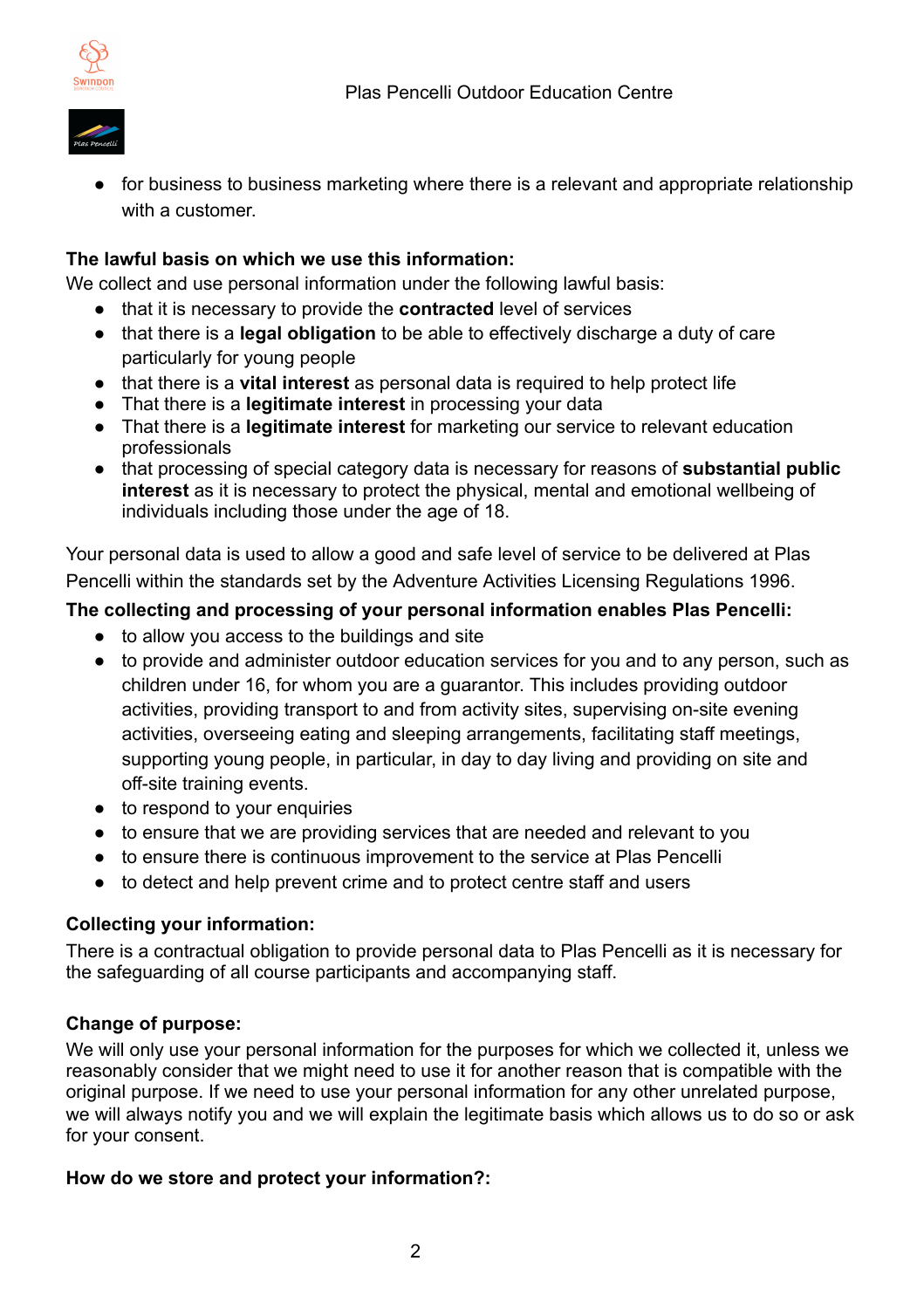- for business to business marketing where there is a relevant and appropriate relationship with a customer.

**The lawful basis on which we use this information:**

We collect and use personal information under the following lawful basis:

- that it is necessary to provide the **contracted** level of services
- that there is a **legal obligation** to be able to effectively discharge a duty of care particularly for young people
- that there is a **vital interest** as personal data is required to help protect life
- That there is a **legitimate interest** in processing your data
- That there is a **legitimate interest** for marketing our service to relevant education professionals
- that processing of special category data is necessary for reasons of **substantial public interest** as it is necessary to protect the physical, mental and emotional wellbeing of individuals including those under the age of 18.

Your personal data is used to allow a good and safe level of service to be delivered at Plas Pencelli within the standards set by the Adventure Activities Licensing Regulations 1996.

**The collecting and processing of your personal information enables Plas Pencelli:**

- to allow you access to the buildings and site
- to provide and administer outdoor education services for you and to any person, such as children under 16, for whom you are a guarantor. This includes providing outdoor activities, providing transport to and from activity sites, supervising on-site evening activities, overseeing eating and sleeping arrangements, facilitating staff meetings, supporting young people, in particular, in day to day living and providing on site and off-site training events.
- to respond to your enquiries
- to ensure that we are providing services that are needed and relevant to you
- to ensure there is continuous improvement to the service at Plas Pencelli
- to detect and help prevent crime and to protect centre staff and users

**Collecting your information:**

There is a contractual obligation to provide personal data to Plas Pencelli as it is necessary for the safeguarding of all course participants and accompanying staff.

**Change of purpose:**

We will only use your personal information for the purposes for which we collected it, unless we reasonably consider that we might need to use it for another reason that is compatible with the original purpose. If we need to use your personal information for any other unrelated purpose, we will always notify you and we will explain the legitimate basis which allows us to do so or ask for your consent.

**How do we store and protect your information?:**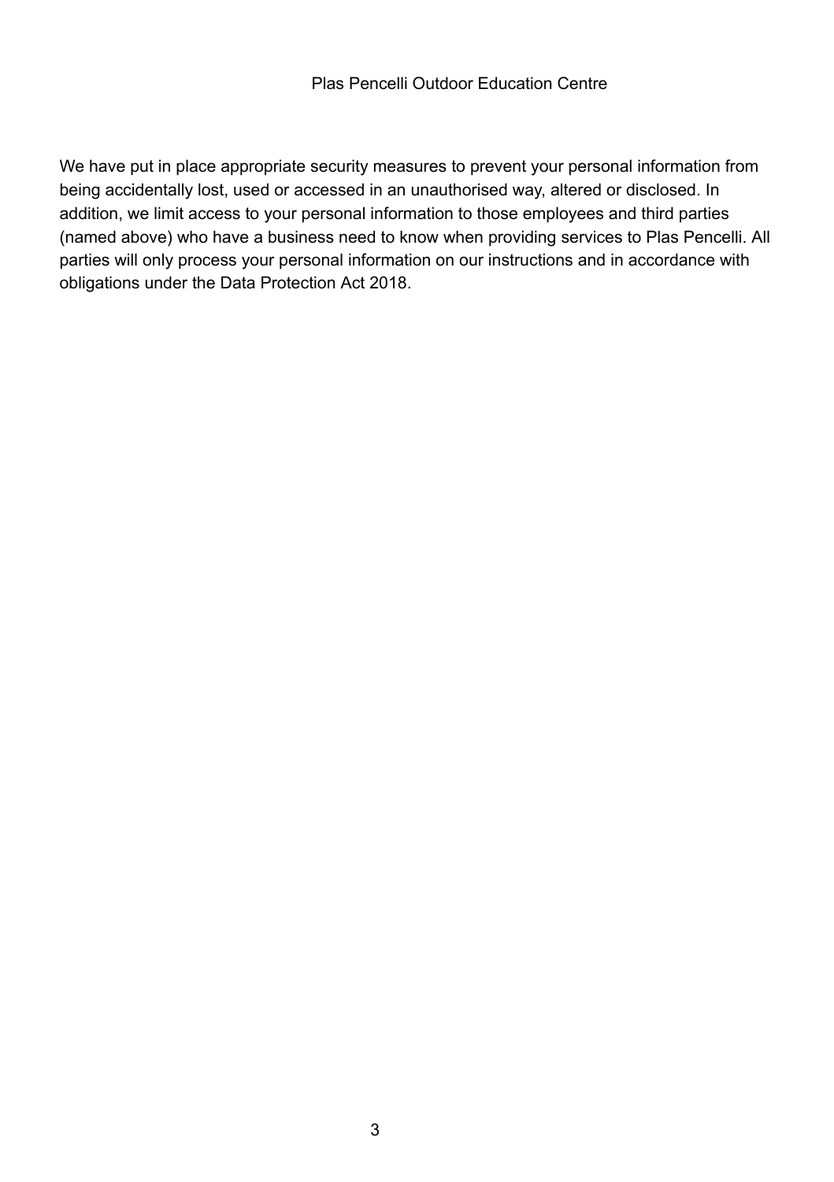We have put in place appropriate security measures to prevent your personal information from being accidentally lost, used or accessed in an unauthorised way, altered or disclosed. In addition, we limit access to your personal information to those employees and third parties (named above) who have a business need to know when providing services to Plas Pencelli. All parties will only process your personal information on our instructions and in accordance with obligations under the Data Protection Act 2018.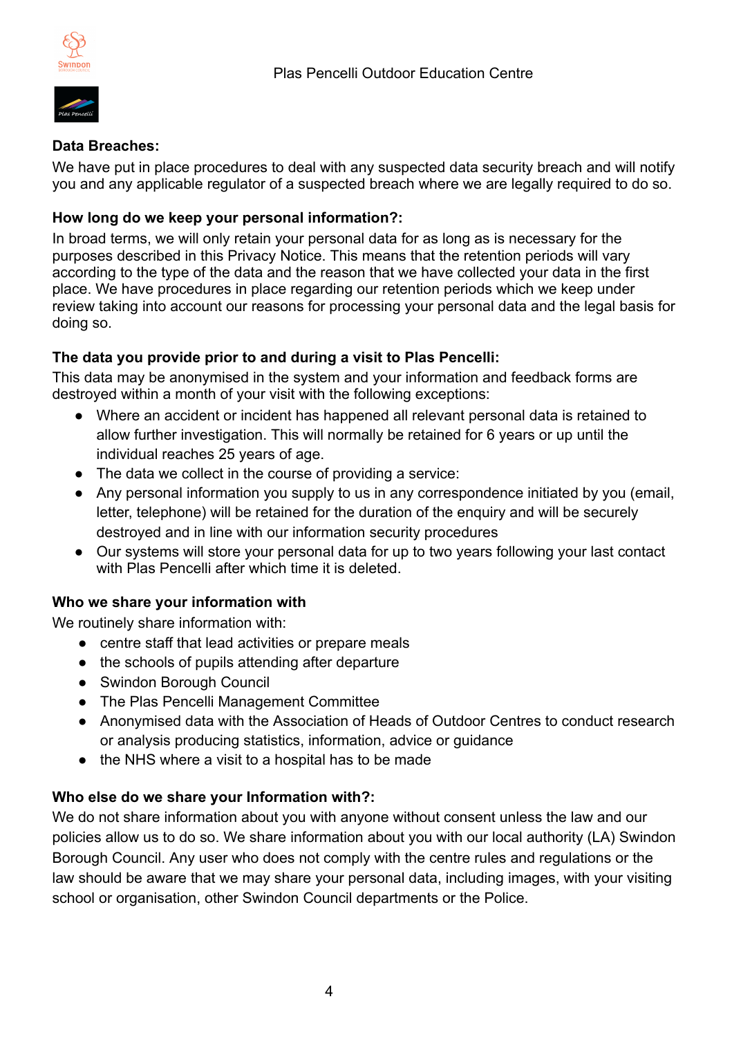**Data Breaches:**

We have put in place procedures to deal with any suspected data security breach and will notify you and any applicable regulator of a suspected breach where we are legally required to do so.

**How long do we keep your personal information?:**

In broad terms, we will only retain your personal data for as long as is necessary for the purposes described in this Privacy Notice. This means that the retention periods will vary according to the type of the data and the reason that we have collected your data in the first place. We have procedures in place regarding our retention periods which we keep under review taking into account our reasons for processing your personal data and the legal basis for doing so.

**The data you provide prior to and during a visit to Plas Pencelli:**

This data may be anonymised in the system and your information and feedback forms are destroyed within a month of your visit with the following exceptions:

- Where an accident or incident has happened all relevant personal data is retained to allow further investigation. This will normally be retained for 6 years or up until the individual reaches 25 years of age.
- The data we collect in the course of providing a service:
- Any personal information you supply to us in any correspondence initiated by you (email, letter, telephone) will be retained for the duration of the enquiry and will be securely destroyed and in line with our information security procedures
- Our systems will store your personal data for up to two years following your last contact with Plas Pencelli after which time it is deleted.

**Who we share your information with**

We routinely share information with:

- centre staff that lead activities or prepare meals
- the schools of pupils attending after departure
- Swindon Borough Council
- The Plas Pencelli Management Committee
- Anonymised data with the Association of Heads of Outdoor Centres to conduct research or analysis producing statistics, information, advice or guidance
- the NHS where a visit to a hospital has to be made

**Who else do we share your Information with?:**

We do not share information about you with anyone without consent unless the law and our policies allow us to do so. We share information about you with our local authority (LA) Swindon Borough Council. Any user who does not comply with the centre rules and regulations or the law should be aware that we may share your personal data, including images, with your visiting school or organisation, other Swindon Council departments or the Police.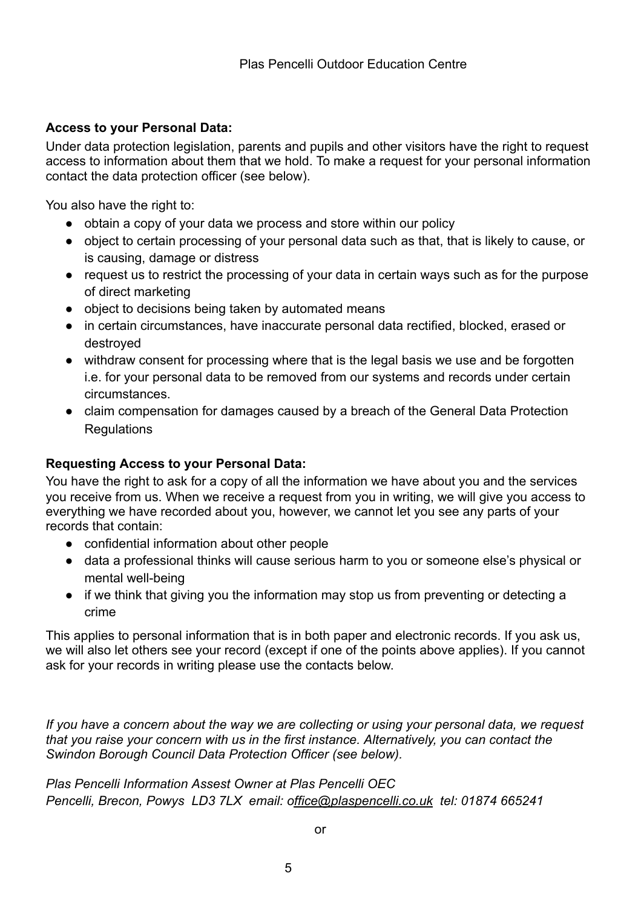Plas Pencelli Outdoor Education Centre

**Access to your Personal Data:**

Under data protection legislation, parents and pupils and other visitors have the right to request access to information about them that we hold. To make a request for your personal information contact the data protection officer (see below).

You also have the right to:

- obtain a copy of your data we process and store within our policy
- object to certain processing of your personal data such as that, that is likely to cause, or is causing, damage or distress
- request us to restrict the processing of your data in certain ways such as for the purpose of direct marketing
- object to decisions being taken by automated means
- in certain circumstances, have inaccurate personal data rectified, blocked, erased or destroyed
- withdraw consent for processing where that is the legal basis we use and be forgotten i.e. for your personal data to be removed from our systems and records under certain circumstances.
- claim compensation for damages caused by a breach of the General Data Protection Regulations

**Requesting Access to your Personal Data:**

You have the right to ask for a copy of all the information we have about you and the services you receive from us. When we receive a request from you in writing, we will give you access to everything we have recorded about you, however, we cannot let you see any parts of your records that contain:

- confidential information about other people
- data a professional thinks will cause serious harm to you or someone else's physical or mental well-being
- if we think that giving you the information may stop us from preventing or detecting a crime

This applies to personal information that is in both paper and electronic records. If you ask us, we will also let others see your record (except if one of the points above applies). If you cannot ask for your records in writing please use the contacts below.

*If you have a concern about the way we are collecting or using your personal data, we request that you raise your concern with us in the first instance. Alternatively, you can contact the Swindon Borough Council Data Protection Officer (see below).*

*Plas Pencelli Information Assest Owner at Plas Pencelli OEC*
*Pencelli, Brecon, Powys LD3 7LX email: office@plaspencelli.co.uk tel: 01874 665241*

or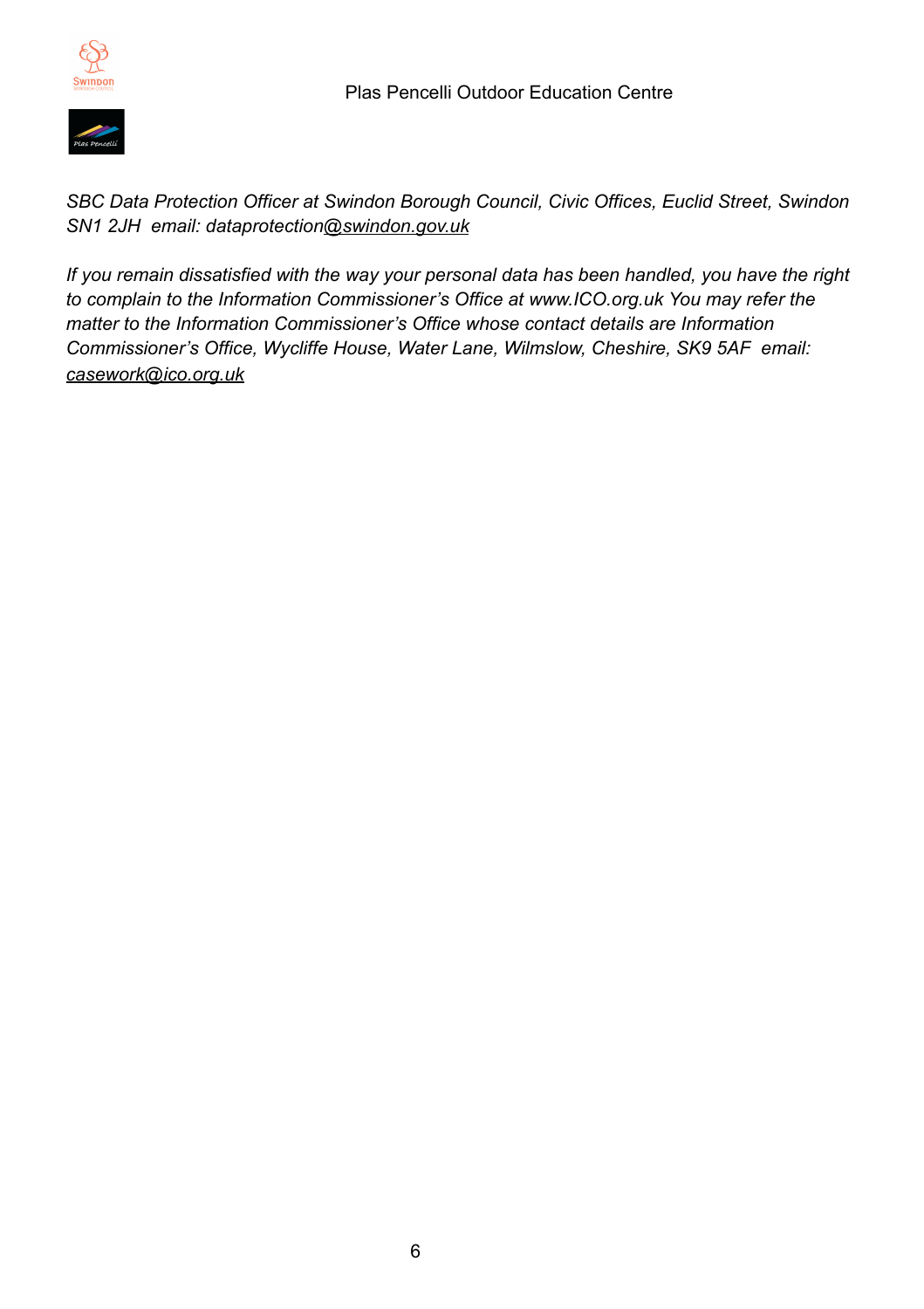*SBC Data Protection Officer at Swindon Borough Council, Civic Offices, Euclid Street, Swindon SN1 2JH email: dataprotection@swindon.gov.uk*

*If you remain dissatisfied with the way your personal data has been handled, you have the right to complain to the Information Commissioner's Office at www.ICO.org.uk You may refer the matter to the Information Commissioner's Office whose contact details are Information Commissioner's Office, Wycliffe House, Water Lane, Wilmslow, Cheshire, SK9 5AF email: casework@ico.org.uk*